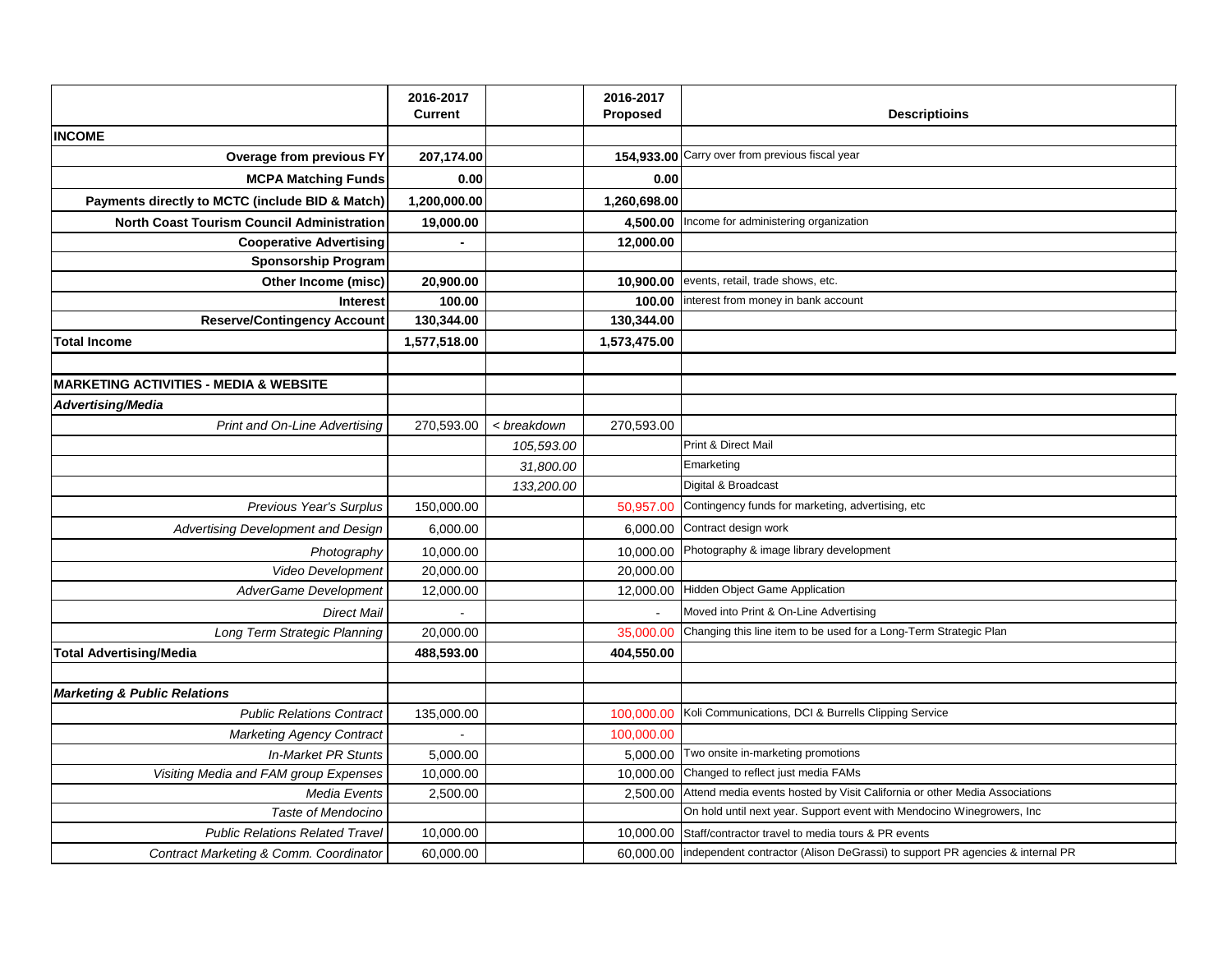| | 2016-2017 Current | | 2016-2017 Proposed | Descriptioins |
|---|---|---|---|---|
| **INCOME** | | | | |
| **Overage from previous FY** | **207,174.00** | | **154,933.00** | Carry over from previous fiscal year |
| **MCPA Matching Funds** | **0.00** | | **0.00** | |
| **Payments directly to MCTC (include BID & Match)** | **1,200,000.00** | | **1,260,698.00** | |
| **North Coast Tourism Council Administration** | **19,000.00** | | **4,500.00** | Income for administering organization |
| **Cooperative Advertising** | **-** | | **12,000.00** | |
| **Sponsorship Program** | | | | |
| **Other Income (misc)** | **20,900.00** | | **10,900.00** | events, retail, trade shows, etc. |
| **Interest** | **100.00** | | **100.00** | interest from money in bank account |
| **Reserve/Contingency Account** | **130,344.00** | | **130,344.00** | |
| **Total Income** | **1,577,518.00** | | **1,573,475.00** | |
| | | | | |
| **MARKETING ACTIVITIES - MEDIA & WEBSITE** | | | | |
| ***Advertising/Media*** | | | | |
| *Print and On-Line Advertising* | 270,593.00 | *< breakdown* | 270,593.00 | |
| | | *105,593.00* | | Print & Direct Mail |
| | | *31,800.00* | | Emarketing |
| | | *133,200.00* | | Digital & Broadcast |
| *Previous Year's Surplus* | 150,000.00 | | 50,957.00 | Contingency funds for marketing, advertising, etc |
| *Advertising Development and Design* | 6,000.00 | | 6,000.00 | Contract design work |
| *Photography* | 10,000.00 | | 10,000.00 | Photography & image library development |
| *Video Development* | 20,000.00 | | 20,000.00 | |
| *AdverGame Development* | 12,000.00 | | 12,000.00 | Hidden Object Game Application |
| *Direct Mail* | - | | - | Moved into Print & On-Line Advertising |
| *Long Term Strategic Planning* | 20,000.00 | | 35,000.00 | Changing this line item to be used for a Long-Term Strategic Plan |
| **Total Advertising/Media** | **488,593.00** | | **404,550.00** | |
| | | | | |
| ***Marketing & Public Relations*** | | | | |
| *Public Relations Contract* | 135,000.00 | | 100,000.00 | Koli Communications, DCI & Burrells Clipping Service |
| *Marketing Agency Contract* | - | | 100,000.00 | |
| *In-Market PR Stunts* | 5,000.00 | | 5,000.00 | Two onsite in-marketing promotions |
| *Visiting Media and FAM group Expenses* | 10,000.00 | | 10,000.00 | Changed to reflect just media FAMs |
| *Media Events* | 2,500.00 | | 2,500.00 | Attend media events hosted by Visit California or other Media Associations |
| *Taste of Mendocino* | | | | On hold until next year. Support event with Mendocino Winegrowers, Inc |
| *Public Relations Related Travel* | 10,000.00 | | 10,000.00 | Staff/contractor travel to media tours & PR events |
| *Contract Marketing & Comm. Coordinator* | 60,000.00 | | 60,000.00 | independent contractor (Alison DeGrassi) to support PR agencies & internal PR |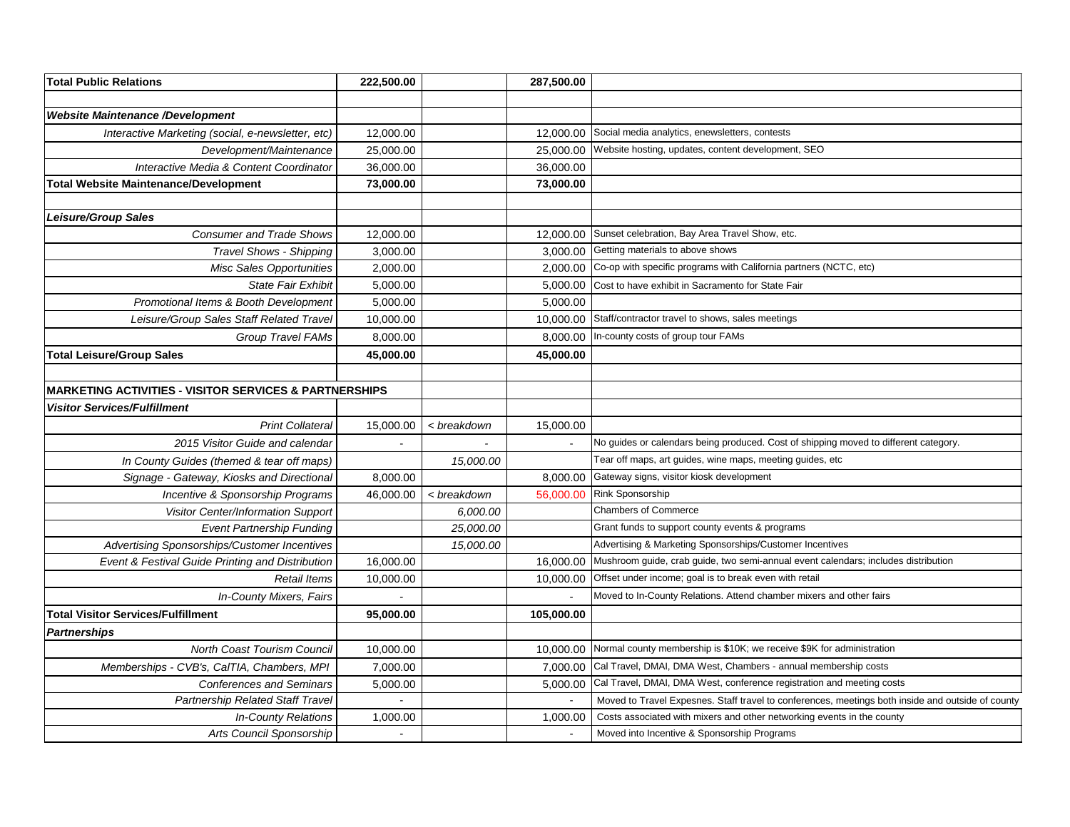| | | | | |
|---|---|---|---|---|
| **Total Public Relations** | **222,500.00** | | **287,500.00** | |
| | | | | |
| ***Website Maintenance /Development*** | | | | |
| *Interactive Marketing (social, e-newsletter, etc)* | 12,000.00 | | 12,000.00 | Social media analytics, enewsletters, contests |
| *Development/Maintenance* | 25,000.00 | | 25,000.00 | Website hosting, updates, content development, SEO |
| *Interactive Media & Content Coordinator* | 36,000.00 | | 36,000.00 | |
| **Total Website Maintenance/Development** | **73,000.00** | | **73,000.00** | |
| | | | | |
| ***Leisure/Group Sales*** | | | | |
| *Consumer and Trade Shows* | 12,000.00 | | 12,000.00 | Sunset celebration, Bay Area Travel Show, etc. |
| *Travel Shows - Shipping* | 3,000.00 | | 3,000.00 | Getting materials to above shows |
| *Misc Sales Opportunities* | 2,000.00 | | 2,000.00 | Co-op with specific programs with California partners (NCTC, etc) |
| *State Fair Exhibit* | 5,000.00 | | 5,000.00 | Cost to have exhibit in Sacramento for State Fair |
| *Promotional Items & Booth Development* | 5,000.00 | | 5,000.00 | |
| *Leisure/Group Sales Staff Related Travel* | 10,000.00 | | 10,000.00 | Staff/contractor travel to shows, sales meetings |
| *Group Travel FAMs* | 8,000.00 | | 8,000.00 | In-county costs of group tour FAMs |
| **Total Leisure/Group Sales** | **45,000.00** | | **45,000.00** | |
| | | | | |
| **MARKETING ACTIVITIES - VISITOR SERVICES & PARTNERSHIPS** | | | | |
| ***Visitor Services/Fulfillment*** | | | | |
| *Print Collateral* | 15,000.00 | *< breakdown* | 15,000.00 | |
| *2015 Visitor Guide and calendar* | - | - | - | No guides or calendars being produced. Cost of shipping moved to different category. |
| *In County Guides (themed & tear off maps)* | | *15,000.00* | | Tear off maps, art guides, wine maps, meeting guides, etc |
| *Signage - Gateway, Kiosks and Directional* | 8,000.00 | | 8,000.00 | Gateway signs, visitor kiosk development |
| *Incentive & Sponsorship Programs* | 46,000.00 | *< breakdown* | 56,000.00 | Rink Sponsorship |
| *Visitor Center/Information Support* | | *6,000.00* | | Chambers of Commerce |
| *Event Partnership Funding* | | *25,000.00* | | Grant funds to support county events & programs |
| *Advertising Sponsorships/Customer Incentives* | | *15,000.00* | | Advertising & Marketing Sponsorships/Customer Incentives |
| *Event & Festival Guide Printing and Distribution* | 16,000.00 | | 16,000.00 | Mushroom guide, crab guide, two semi-annual event calendars; includes distribution |
| *Retail Items* | 10,000.00 | | 10,000.00 | Offset under income; goal is to break even with retail |
| *In-County Mixers, Fairs* | - | | - | Moved to In-County Relations. Attend chamber mixers and other fairs |
| **Total Visitor Services/Fulfillment** | **95,000.00** | | **105,000.00** | |
| ***Partnerships*** | | | | |
| *North Coast Tourism Council* | 10,000.00 | | 10,000.00 | Normal county membership is $10K; we receive $9K for administration |
| *Memberships - CVB's, CalTIA, Chambers, MPI* | 7,000.00 | | 7,000.00 | Cal Travel, DMAI, DMA West, Chambers - annual membership costs |
| *Conferences and Seminars* | 5,000.00 | | 5,000.00 | Cal Travel, DMAI, DMA West, conference registration and meeting costs |
| *Partnership Related Staff Travel* | - | | - | Moved to Travel Expesnes. Staff travel to conferences, meetings both inside and outside of county |
| *In-County Relations* | 1,000.00 | | 1,000.00 | Costs associated with mixers and other networking events in the county |
| *Arts Council Sponsorship* | - | | - | Moved into Incentive & Sponsorship Programs |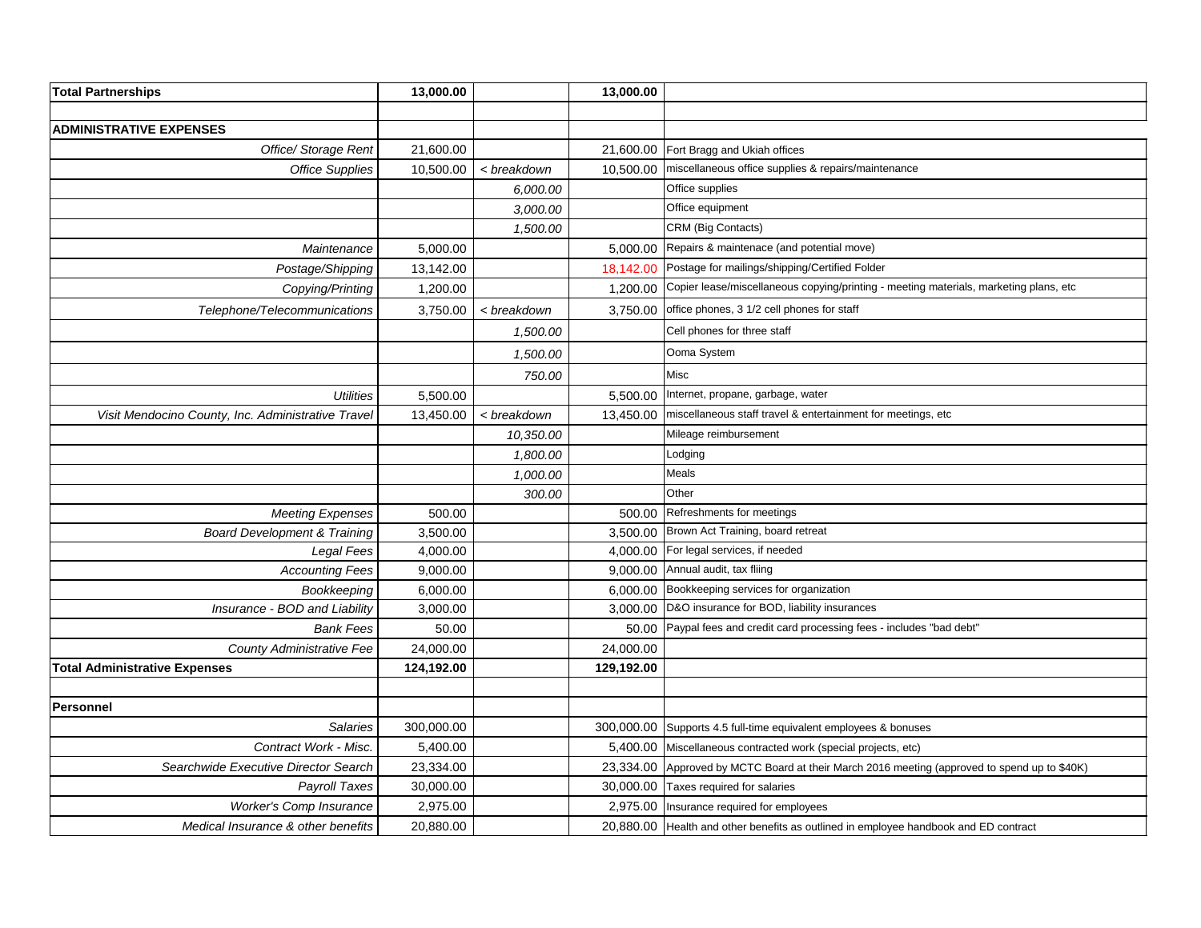| Total Partnerships | 13,000.00 | | 13,000.00 | |
|---|---|---|---|---|
| | | | | |
| **ADMINISTRATIVE EXPENSES** | | | | |
| *Office/ Storage Rent* | 21,600.00 | | 21,600.00 | Fort Bragg and Ukiah offices |
| *Office Supplies* | 10,500.00 | *< breakdown* | 10,500.00 | miscellaneous office supplies & repairs/maintenance |
| | | *6,000.00* | | Office supplies |
| | | *3,000.00* | | Office equipment |
| | | *1,500.00* | | CRM (Big Contacts) |
| *Maintenance* | 5,000.00 | | 5,000.00 | Repairs & maintenace (and potential move) |
| *Postage/Shipping* | 13,142.00 | | 18,142.00 | Postage for mailings/shipping/Certified Folder |
| *Copying/Printing* | 1,200.00 | | 1,200.00 | Copier lease/miscellaneous copying/printing - meeting materials, marketing plans, etc |
| *Telephone/Telecommunications* | 3,750.00 | *< breakdown* | 3,750.00 | office phones, 3 1/2 cell phones for staff |
| | | *1,500.00* | | Cell phones for three staff |
| | | *1,500.00* | | Ooma System |
| | | *750.00* | | Misc |
| *Utilities* | 5,500.00 | | 5,500.00 | Internet, propane, garbage, water |
| *Visit Mendocino County, Inc. Administrative Travel* | 13,450.00 | *< breakdown* | 13,450.00 | miscellaneous staff travel & entertainment for meetings, etc |
| | | *10,350.00* | | Mileage reimbursement |
| | | *1,800.00* | | Lodging |
| | | *1,000.00* | | Meals |
| | | *300.00* | | Other |
| *Meeting Expenses* | 500.00 | | 500.00 | Refreshments for meetings |
| *Board Development & Training* | 3,500.00 | | 3,500.00 | Brown Act Training, board retreat |
| *Legal Fees* | 4,000.00 | | 4,000.00 | For legal services, if needed |
| *Accounting Fees* | 9,000.00 | | 9,000.00 | Annual audit, tax fliing |
| *Bookkeeping* | 6,000.00 | | 6,000.00 | Bookkeeping services for organization |
| *Insurance - BOD and Liability* | 3,000.00 | | 3,000.00 | D&O insurance for BOD, liability insurances |
| *Bank Fees* | 50.00 | | 50.00 | Paypal fees and credit card processing fees - includes "bad debt" |
| *County Administrative Fee* | 24,000.00 | | 24,000.00 | |
| **Total Administrative Expenses** | **124,192.00** | | **129,192.00** | |
| | | | | |
| **Personnel** | | | | |
| *Salaries* | 300,000.00 | | 300,000.00 | Supports 4.5 full-time equivalent employees & bonuses |
| *Contract Work - Misc.* | 5,400.00 | | 5,400.00 | Miscellaneous contracted work (special projects, etc) |
| *Searchwide Executive Director Search* | 23,334.00 | | 23,334.00 | Approved by MCTC Board at their March 2016 meeting (approved to spend up to $40K) |
| *Payroll Taxes* | 30,000.00 | | 30,000.00 | Taxes required for salaries |
| *Worker's Comp Insurance* | 2,975.00 | | 2,975.00 | Insurance required for employees |
| *Medical Insurance & other benefits* | 20,880.00 | | 20,880.00 | Health and other benefits as outlined in employee handbook and ED contract |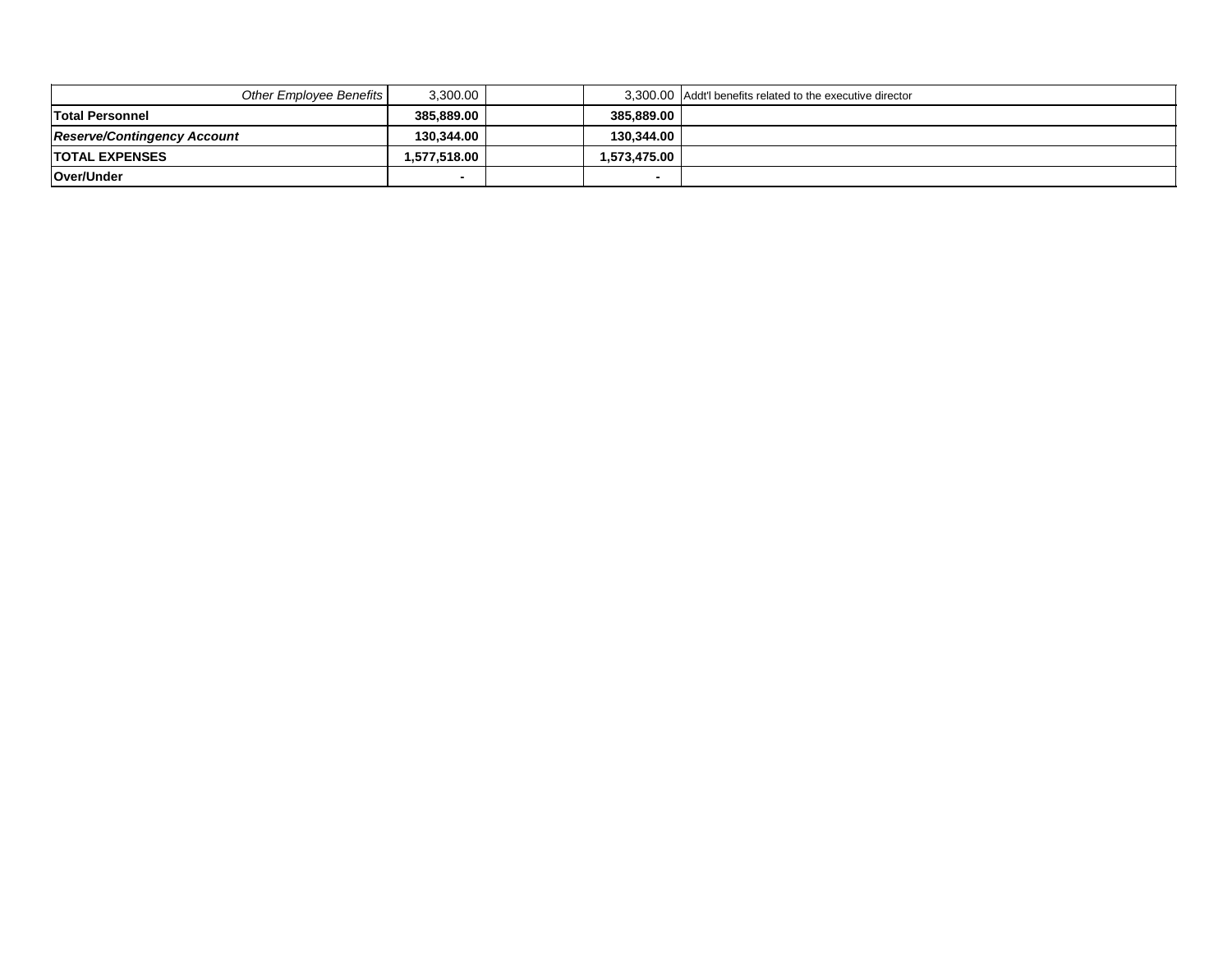| | | | | |
|---|---|---|---|---|
| *Other Employee Benefits* | 3,300.00 | | 3,300.00 | Addt'l benefits related to the executive director |
| **Total Personnel** | **385,889.00** | | **385,889.00** | |
| ***Reserve/Contingency Account*** | **130,344.00** | | **130,344.00** | |
| **TOTAL EXPENSES** | **1,577,518.00** | | **1,573,475.00** | |
| **Over/Under** | **-** | | **-** | |